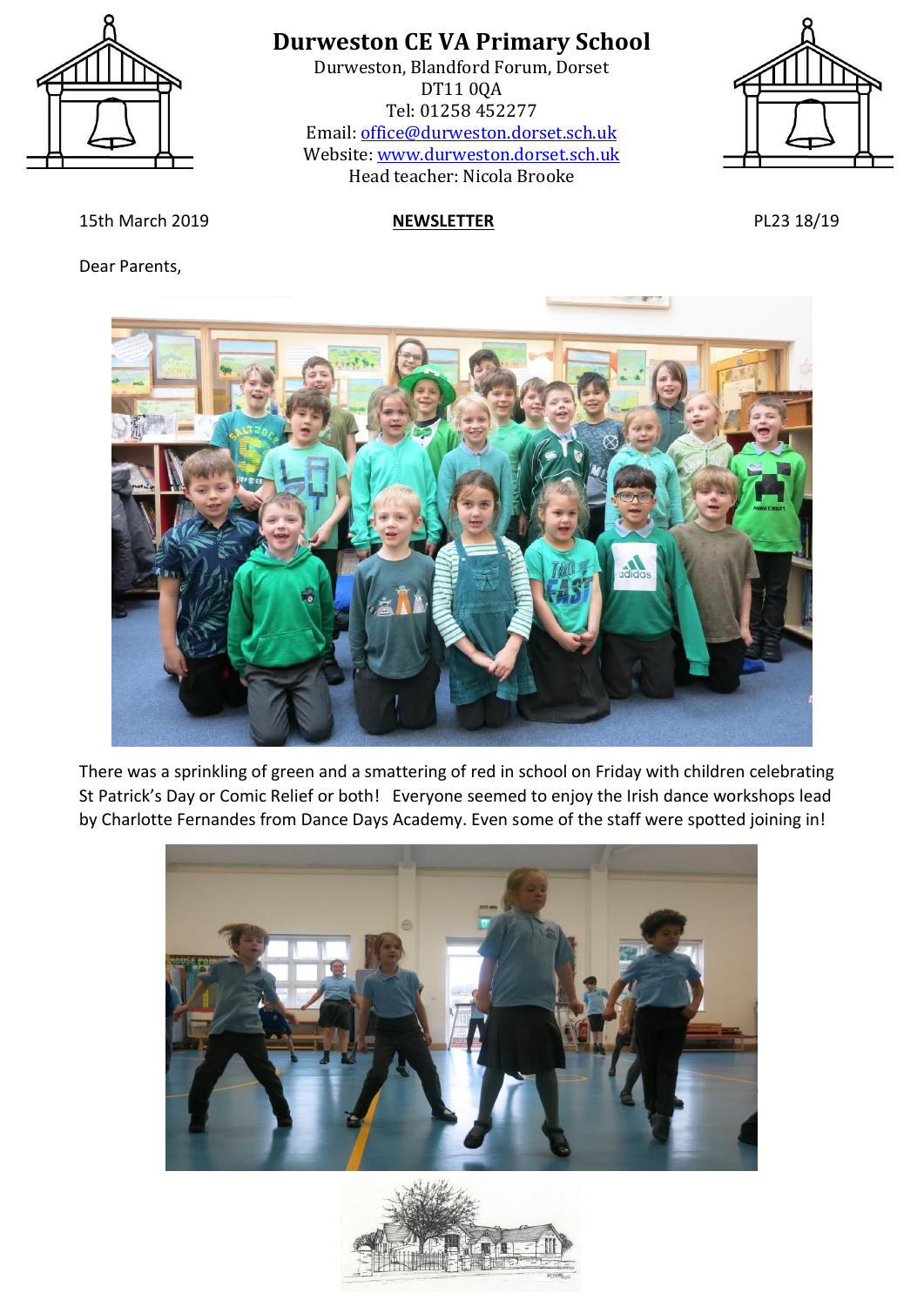# Durweston CE VA Primary School

Durweston, Blandford Forum, Dorset
DT11 0QA
Tel: 01258 452277
Email: office@durweston.dorset.sch.uk
Website: www.durweston.dorset.sch.uk
Head teacher: Nicola Brooke

15th March 2019 **NEWSLETTER** PL23 18/19

Dear Parents,

There was a sprinkling of green and a smattering of red in school on Friday with children celebrating St Patrick's Day or Comic Relief or both! Everyone seemed to enjoy the Irish dance workshops lead by Charlotte Fernandes from Dance Days Academy. Even some of the staff were spotted joining in!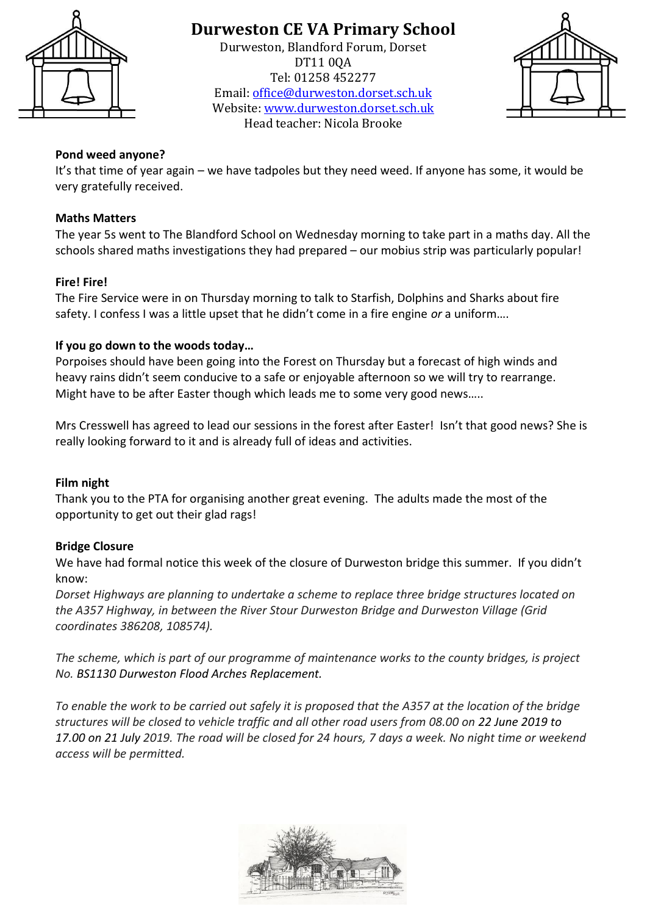# Durweston CE VA Primary School

Durweston, Blandford Forum, Dorset
DT11 0QA
Tel: 01258 452277
Email: office@durweston.dorset.sch.uk
Website: www.durweston.dorset.sch.uk
Head teacher: Nicola Brooke

**Pond weed anyone?**

It's that time of year again – we have tadpoles but they need weed. If anyone has some, it would be very gratefully received.

**Maths Matters**

The year 5s went to The Blandford School on Wednesday morning to take part in a maths day. All the schools shared maths investigations they had prepared – our mobius strip was particularly popular!

**Fire! Fire!**

The Fire Service were in on Thursday morning to talk to Starfish, Dolphins and Sharks about fire safety. I confess I was a little upset that he didn't come in a fire engine *or* a uniform….

**If you go down to the woods today…**

Porpoises should have been going into the Forest on Thursday but a forecast of high winds and heavy rains didn't seem conducive to a safe or enjoyable afternoon so we will try to rearrange. Might have to be after Easter though which leads me to some very good news…..

Mrs Cresswell has agreed to lead our sessions in the forest after Easter! Isn't that good news? She is really looking forward to it and is already full of ideas and activities.

**Film night**

Thank you to the PTA for organising another great evening. The adults made the most of the opportunity to get out their glad rags!

**Bridge Closure**

We have had formal notice this week of the closure of Durweston bridge this summer. If you didn't know:

*Dorset Highways are planning to undertake a scheme to replace three bridge structures located on the A357 Highway, in between the River Stour Durweston Bridge and Durweston Village (Grid coordinates 386208, 108574).*

*The scheme, which is part of our programme of maintenance works to the county bridges, is project No. BS1130 Durweston Flood Arches Replacement.*

*To enable the work to be carried out safely it is proposed that the A357 at the location of the bridge structures will be closed to vehicle traffic and all other road users from 08.00 on 22 June 2019 to 17.00 on 21 July 2019. The road will be closed for 24 hours, 7 days a week. No night time or weekend access will be permitted.*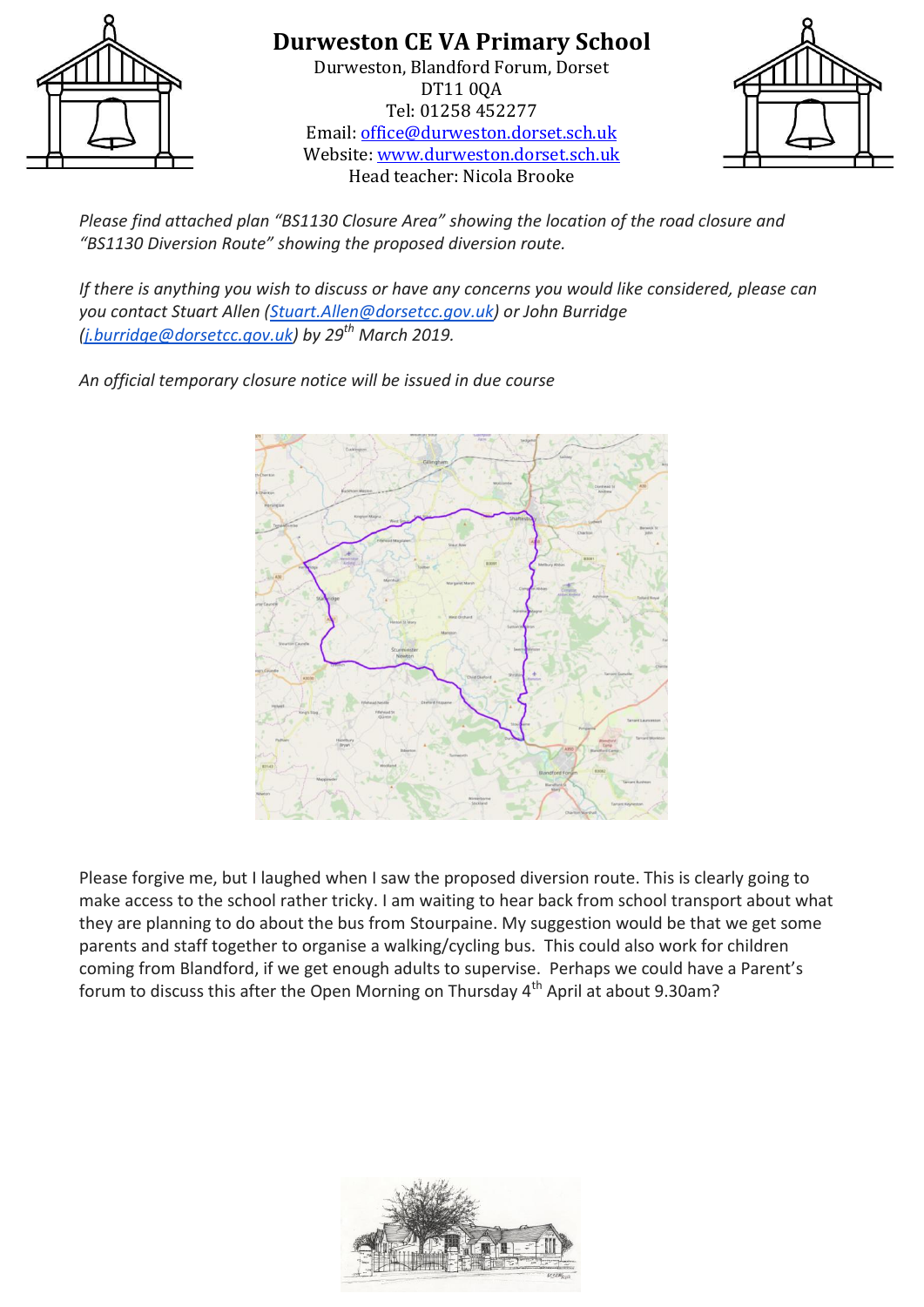# Durweston CE VA Primary School

Durweston, Blandford Forum, Dorset
DT11 0QA
Tel: 01258 452277
Email: office@durweston.dorset.sch.uk
Website: www.durweston.dorset.sch.uk
Head teacher: Nicola Brooke

*Please find attached plan "BS1130 Closure Area" showing the location of the road closure and "BS1130 Diversion Route" showing the proposed diversion route.*

*If there is anything you wish to discuss or have any concerns you would like considered, please can you contact Stuart Allen (Stuart.Allen@dorsetcc.gov.uk) or John Burridge (j.burridge@dorsetcc.gov.uk) by 29th March 2019.*

*An official temporary closure notice will be issued in due course*

Please forgive me, but I laughed when I saw the proposed diversion route. This is clearly going to make access to the school rather tricky. I am waiting to hear back from school transport about what they are planning to do about the bus from Stourpaine. My suggestion would be that we get some parents and staff together to organise a walking/cycling bus. This could also work for children coming from Blandford, if we get enough adults to supervise. Perhaps we could have a Parent's forum to discuss this after the Open Morning on Thursday 4th April at about 9.30am?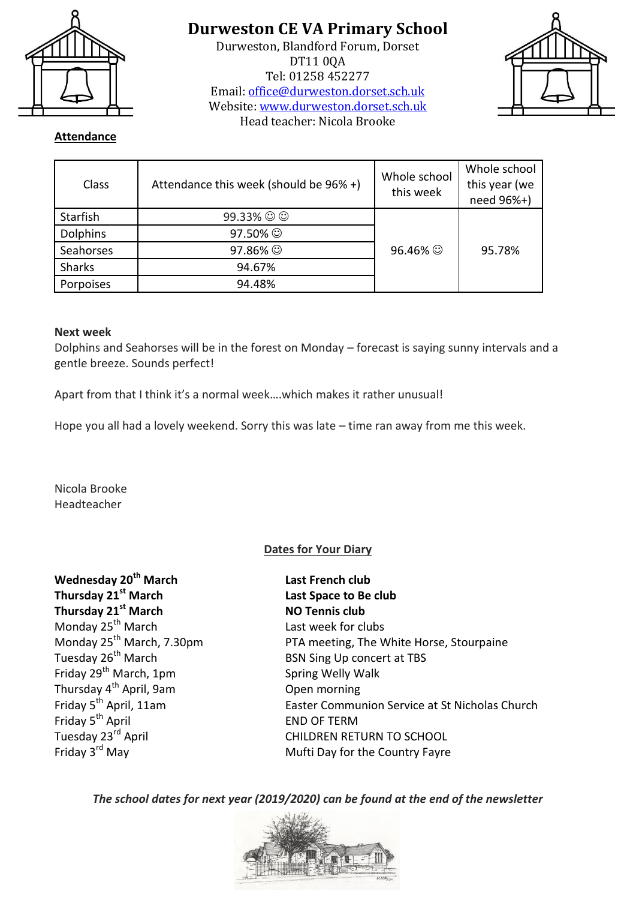# Durweston CE VA Primary School

Durweston, Blandford Forum, Dorset
DT11 0QA
Tel: 01258 452277
Email: office@durweston.dorset.sch.uk
Website: www.durweston.dorset.sch.uk
Head teacher: Nicola Brooke

**Attendance**

| Class | Attendance this week (should be 96% +) | Whole school this week | Whole school this year (we need 96%+) |
|---|---|---|---|
| Starfish | 99.33% ☺ ☺ | 96.46% ☺ | 95.78% |
| Dolphins | 97.50% ☺ | | |
| Seahorses | 97.86% ☺ | | |
| Sharks | 94.67% | | |
| Porpoises | 94.48% | | |

**Next week**

Dolphins and Seahorses will be in the forest on Monday – forecast is saying sunny intervals and a gentle breeze. Sounds perfect!

Apart from that I think it's a normal week….which makes it rather unusual!

Hope you all had a lovely weekend. Sorry this was late – time ran away from me this week.

Nicola Brooke
Headteacher

**Dates for Your Diary**

| | |
|---|---|
| **Wednesday 20th March** | **Last French club** |
| **Thursday 21st March** | **Last Space to Be club** |
| **Thursday 21st March** | **NO Tennis club** |
| Monday 25th March | Last week for clubs |
| Monday 25th March, 7.30pm | PTA meeting, The White Horse, Stourpaine |
| Tuesday 26th March | BSN Sing Up concert at TBS |
| Friday 29th March, 1pm | Spring Welly Walk |
| Thursday 4th April, 9am | Open morning |
| Friday 5th April, 11am | Easter Communion Service at St Nicholas Church |
| Friday 5th April | END OF TERM |
| Tuesday 23rd April | CHILDREN RETURN TO SCHOOL |
| Friday 3rd May | Mufti Day for the Country Fayre |

*The school dates for next year (2019/2020) can be found at the end of the newsletter*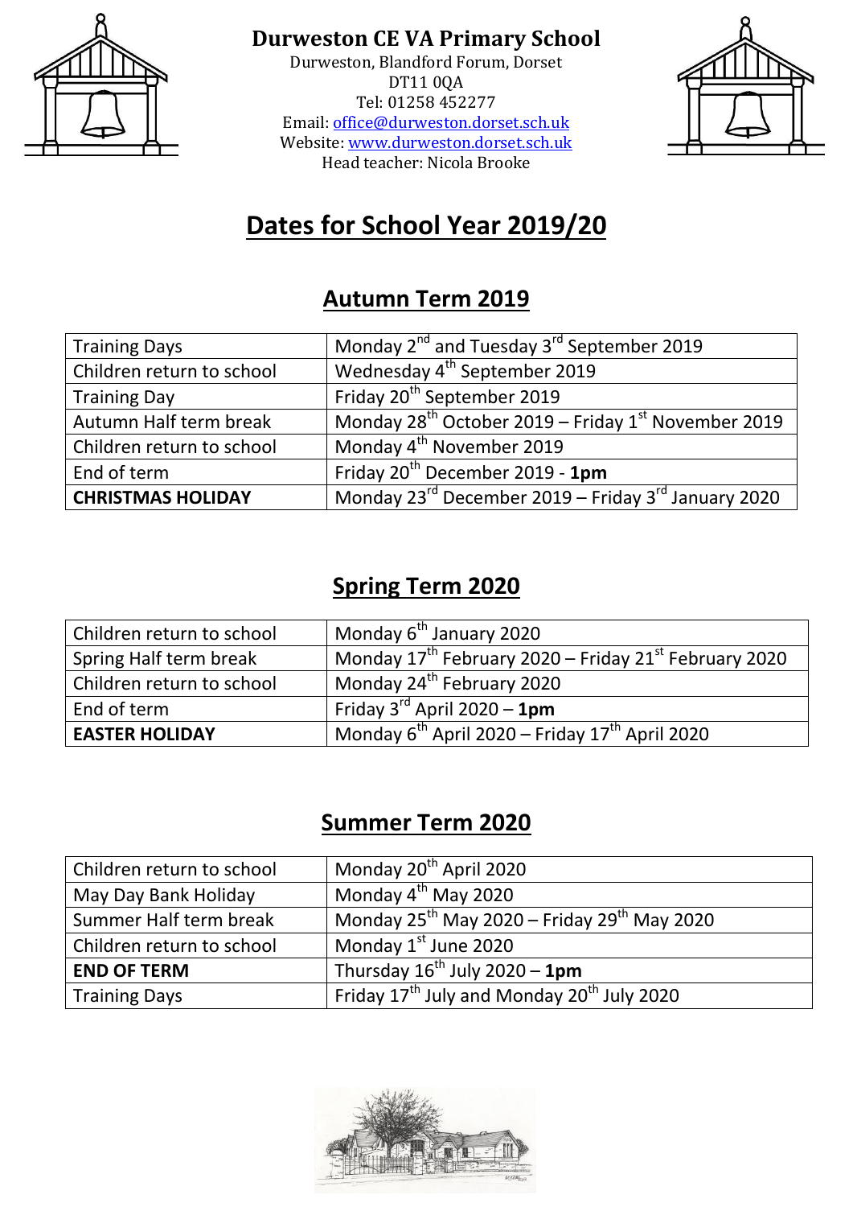# Durweston CE VA Primary School

Durweston, Blandford Forum, Dorset
DT11 0QA
Tel: 01258 452277
Email: office@durweston.dorset.sch.uk
Website: www.durweston.dorset.sch.uk
Head teacher: Nicola Brooke

## Dates for School Year 2019/20

### Autumn Term 2019

| | |
|---|---|
| Training Days | Monday 2nd and Tuesday 3rd September 2019 |
| Children return to school | Wednesday 4th September 2019 |
| Training Day | Friday 20th September 2019 |
| Autumn Half term break | Monday 28th October 2019 – Friday 1st November 2019 |
| Children return to school | Monday 4th November 2019 |
| End of term | Friday 20th December 2019 - **1pm** |
| **CHRISTMAS HOLIDAY** | Monday 23rd December 2019 – Friday 3rd January 2020 |

### Spring Term 2020

| | |
|---|---|
| Children return to school | Monday 6th January 2020 |
| Spring Half term break | Monday 17th February 2020 – Friday 21st February 2020 |
| Children return to school | Monday 24th February 2020 |
| End of term | Friday 3rd April 2020 – **1pm** |
| **EASTER HOLIDAY** | Monday 6th April 2020 – Friday 17th April 2020 |

### Summer Term 2020

| | |
|---|---|
| Children return to school | Monday 20th April 2020 |
| May Day Bank Holiday | Monday 4th May 2020 |
| Summer Half term break | Monday 25th May 2020 – Friday 29th May 2020 |
| Children return to school | Monday 1st June 2020 |
| **END OF TERM** | Thursday 16th July 2020 – **1pm** |
| Training Days | Friday 17th July and Monday 20th July 2020 |